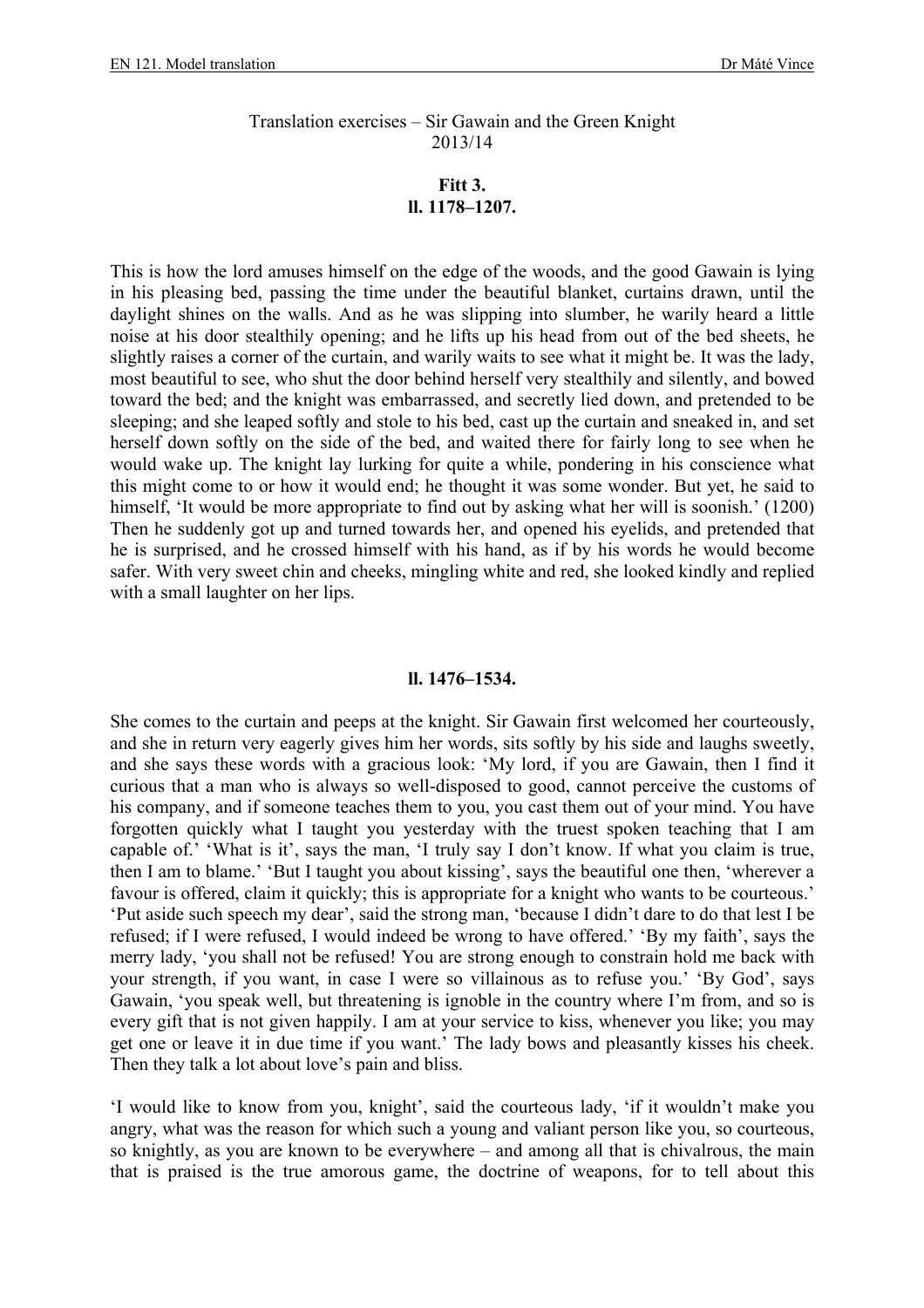Translation exercises – Sir Gawain and the Green Knight
2013/14

**Fitt 3.**
**ll. 1178–1207.**

This is how the lord amuses himself on the edge of the woods, and the good Gawain is lying in his pleasing bed, passing the time under the beautiful blanket, curtains drawn, until the daylight shines on the walls. And as he was slipping into slumber, he warily heard a little noise at his door stealthily opening; and he lifts up his head from out of the bed sheets, he slightly raises a corner of the curtain, and warily waits to see what it might be. It was the lady, most beautiful to see, who shut the door behind herself very stealthily and silently, and bowed toward the bed; and the knight was embarrassed, and secretly lied down, and pretended to be sleeping; and she leaped softly and stole to his bed, cast up the curtain and sneaked in, and set herself down softly on the side of the bed, and waited there for fairly long to see when he would wake up. The knight lay lurking for quite a while, pondering in his conscience what this might come to or how it would end; he thought it was some wonder. But yet, he said to himself, 'It would be more appropriate to find out by asking what her will is soonish.' (1200) Then he suddenly got up and turned towards her, and opened his eyelids, and pretended that he is surprised, and he crossed himself with his hand, as if by his words he would become safer. With very sweet chin and cheeks, mingling white and red, she looked kindly and replied with a small laughter on her lips.

**ll. 1476–1534.**

She comes to the curtain and peeps at the knight. Sir Gawain first welcomed her courteously, and she in return very eagerly gives him her words, sits softly by his side and laughs sweetly, and she says these words with a gracious look: 'My lord, if you are Gawain, then I find it curious that a man who is always so well-disposed to good, cannot perceive the customs of his company, and if someone teaches them to you, you cast them out of your mind. You have forgotten quickly what I taught you yesterday with the truest spoken teaching that I am capable of.' 'What is it', says the man, 'I truly say I don't know. If what you claim is true, then I am to blame.' 'But I taught you about kissing', says the beautiful one then, 'wherever a favour is offered, claim it quickly; this is appropriate for a knight who wants to be courteous.' 'Put aside such speech my dear', said the strong man, 'because I didn't dare to do that lest I be refused; if I were refused, I would indeed be wrong to have offered.' 'By my faith', says the merry lady, 'you shall not be refused! You are strong enough to constrain hold me back with your strength, if you want, in case I were so villainous as to refuse you.' 'By God', says Gawain, 'you speak well, but threatening is ignoble in the country where I'm from, and so is every gift that is not given happily. I am at your service to kiss, whenever you like; you may get one or leave it in due time if you want.' The lady bows and pleasantly kisses his cheek. Then they talk a lot about love's pain and bliss.

'I would like to know from you, knight', said the courteous lady, 'if it wouldn't make you angry, what was the reason for which such a young and valiant person like you, so courteous, so knightly, as you are known to be everywhere – and among all that is chivalrous, the main that is praised is the true amorous game, the doctrine of weapons, for to tell about this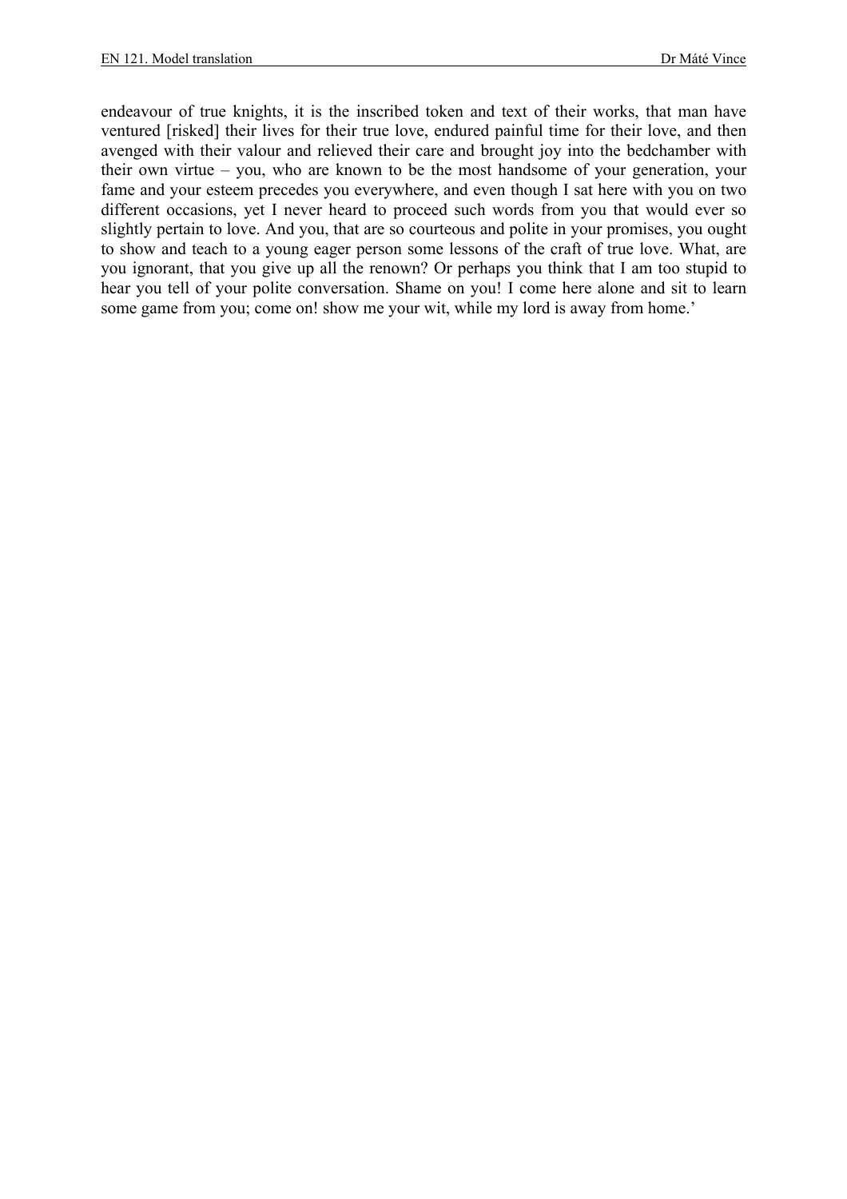endeavour of true knights, it is the inscribed token and text of their works, that man have ventured [risked] their lives for their true love, endured painful time for their love, and then avenged with their valour and relieved their care and brought joy into the bedchamber with their own virtue – you, who are known to be the most handsome of your generation, your fame and your esteem precedes you everywhere, and even though I sat here with you on two different occasions, yet I never heard to proceed such words from you that would ever so slightly pertain to love. And you, that are so courteous and polite in your promises, you ought to show and teach to a young eager person some lessons of the craft of true love. What, are you ignorant, that you give up all the renown? Or perhaps you think that I am too stupid to hear you tell of your polite conversation. Shame on you! I come here alone and sit to learn some game from you; come on! show me your wit, while my lord is away from home.'